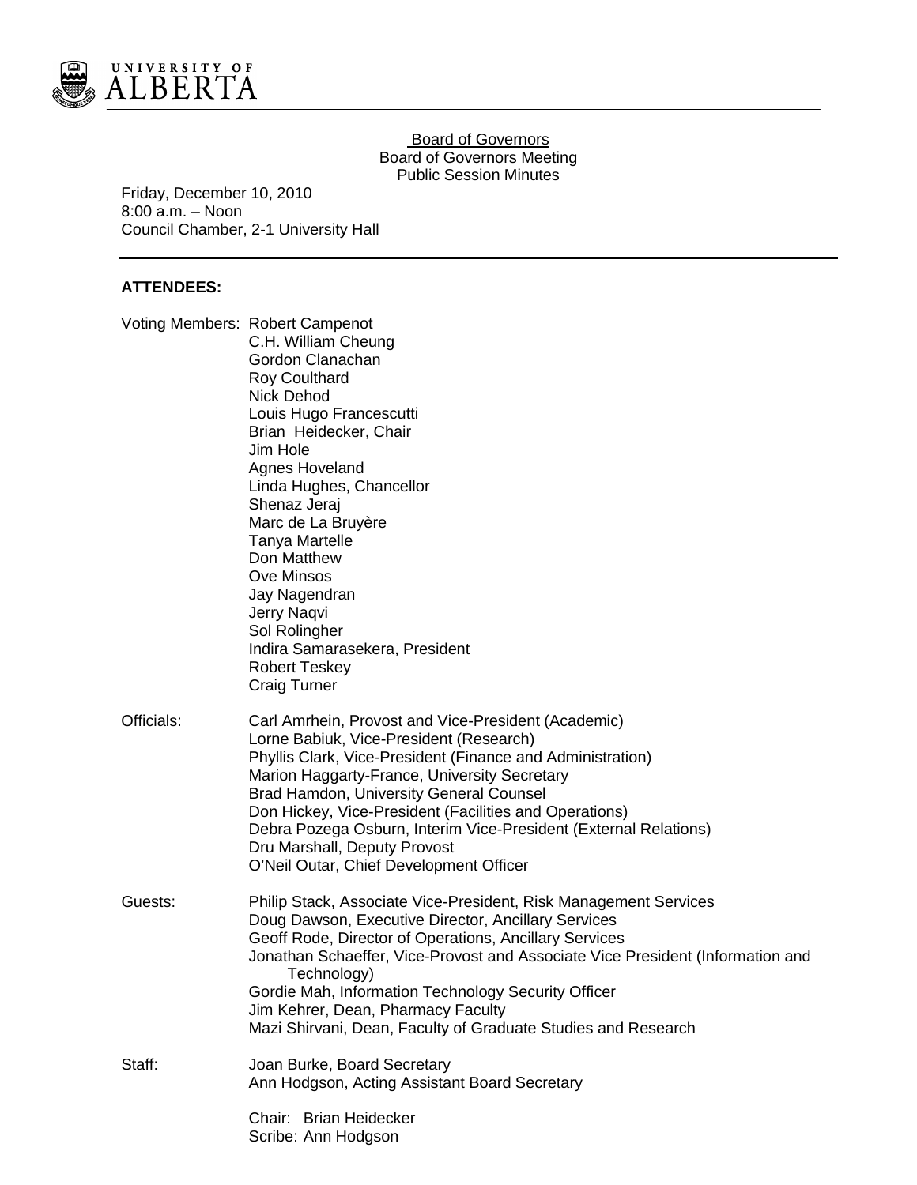UNIVERSITY OF ALBERTA

Board of Governors
Board of Governors Meeting
Public Session Minutes

Friday, December 10, 2010
8:00 a.m. – Noon
Council Chamber, 2-1 University Hall

**ATTENDEES:**

Voting Members:
Robert Campenot
C.H. William Cheung
Gordon Clanachan
Roy Coulthard
Nick Dehod
Louis Hugo Francescutti
Brian Heidecker, Chair
Jim Hole
Agnes Hoveland
Linda Hughes, Chancellor
Shenaz Jeraj
Marc de La Bruyère
Tanya Martelle
Don Matthew
Ove Minsos
Jay Nagendran
Jerry Naqvi
Sol Rolingher
Indira Samarasekera, President
Robert Teskey
Craig Turner

Officials:
Carl Amrhein, Provost and Vice-President (Academic)
Lorne Babiuk, Vice-President (Research)
Phyllis Clark, Vice-President (Finance and Administration)
Marion Haggarty-France, University Secretary
Brad Hamdon, University General Counsel
Don Hickey, Vice-President (Facilities and Operations)
Debra Pozega Osburn, Interim Vice-President (External Relations)
Dru Marshall, Deputy Provost
O'Neil Outar, Chief Development Officer

Guests:
Philip Stack, Associate Vice-President, Risk Management Services
Doug Dawson, Executive Director, Ancillary Services
Geoff Rode, Director of Operations, Ancillary Services
Jonathan Schaeffer, Vice-Provost and Associate Vice President (Information and Technology)
Gordie Mah, Information Technology Security Officer
Jim Kehrer, Dean, Pharmacy Faculty
Mazi Shirvani, Dean, Faculty of Graduate Studies and Research

Staff:
Joan Burke, Board Secretary
Ann Hodgson, Acting Assistant Board Secretary

Chair: Brian Heidecker
Scribe: Ann Hodgson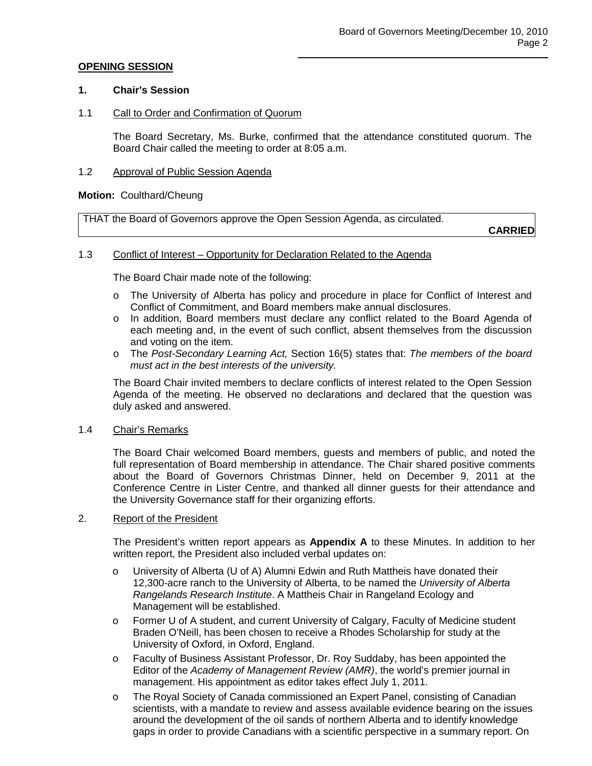**OPENING SESSION**

**1. Chair's Session**

1.1 Call to Order and Confirmation of Quorum

The Board Secretary, Ms. Burke, confirmed that the attendance constituted quorum. The Board Chair called the meeting to order at 8:05 a.m.

1.2 Approval of Public Session Agenda

**Motion:** Coulthard/Cheung

| THAT the Board of Governors approve the Open Session Agenda, as circulated. **CARRIED** |
|---|

1.3 Conflict of Interest – Opportunity for Declaration Related to the Agenda

The Board Chair made note of the following:

- The University of Alberta has policy and procedure in place for Conflict of Interest and Conflict of Commitment, and Board members make annual disclosures.
- In addition, Board members must declare any conflict related to the Board Agenda of each meeting and, in the event of such conflict, absent themselves from the discussion and voting on the item.
- The *Post-Secondary Learning Act,* Section 16(5) states that: *The members of the board must act in the best interests of the university.*

The Board Chair invited members to declare conflicts of interest related to the Open Session Agenda of the meeting. He observed no declarations and declared that the question was duly asked and answered.

1.4 Chair's Remarks

The Board Chair welcomed Board members, guests and members of public, and noted the full representation of Board membership in attendance. The Chair shared positive comments about the Board of Governors Christmas Dinner, held on December 9, 2011 at the Conference Centre in Lister Centre, and thanked all dinner guests for their attendance and the University Governance staff for their organizing efforts.

2. Report of the President

The President's written report appears as **Appendix A** to these Minutes. In addition to her written report, the President also included verbal updates on:

- University of Alberta (U of A) Alumni Edwin and Ruth Mattheis have donated their 12,300-acre ranch to the University of Alberta, to be named the *University of Alberta Rangelands Research Institute*. A Mattheis Chair in Rangeland Ecology and Management will be established.
- Former U of A student, and current University of Calgary, Faculty of Medicine student Braden O'Neill, has been chosen to receive a Rhodes Scholarship for study at the University of Oxford, in Oxford, England.
- Faculty of Business Assistant Professor, Dr. Roy Suddaby, has been appointed the Editor of the *Academy of Management Review (AMR)*, the world's premier journal in management. His appointment as editor takes effect July 1, 2011.
- The Royal Society of Canada commissioned an Expert Panel, consisting of Canadian scientists, with a mandate to review and assess available evidence bearing on the issues around the development of the oil sands of northern Alberta and to identify knowledge gaps in order to provide Canadians with a scientific perspective in a summary report. On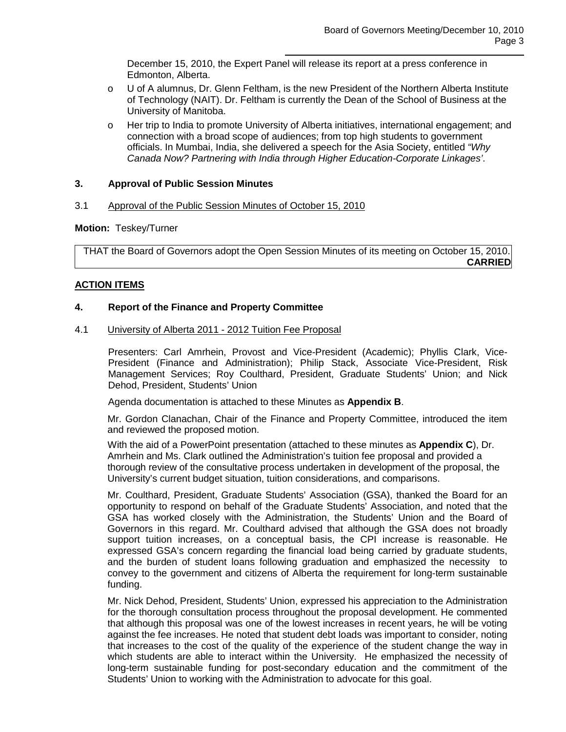December 15, 2010, the Expert Panel will release its report at a press conference in Edmonton, Alberta.

- U of A alumnus, Dr. Glenn Feltham, is the new President of the Northern Alberta Institute of Technology (NAIT). Dr. Feltham is currently the Dean of the School of Business at the University of Manitoba.
- Her trip to India to promote University of Alberta initiatives, international engagement; and connection with a broad scope of audiences; from top high students to government officials. In Mumbai, India, she delivered a speech for the Asia Society, entitled *"Why Canada Now? Partnering with India through Higher Education-Corporate Linkages'*.

### 3. Approval of Public Session Minutes

3.1 <u>Approval of the Public Session Minutes of October 15, 2010</u>

**Motion:** Teskey/Turner

| THAT the Board of Governors adopt the Open Session Minutes of its meeting on October 15, 2010. **CARRIED** |
|---|

**<u>ACTION ITEMS</u>**

### 4. Report of the Finance and Property Committee

4.1 <u>University of Alberta 2011 - 2012 Tuition Fee Proposal</u>

Presenters: Carl Amrhein, Provost and Vice-President (Academic); Phyllis Clark, Vice-President (Finance and Administration); Philip Stack, Associate Vice-President, Risk Management Services; Roy Coulthard, President, Graduate Students' Union; and Nick Dehod, President, Students' Union

Agenda documentation is attached to these Minutes as **Appendix B**.

Mr. Gordon Clanachan, Chair of the Finance and Property Committee, introduced the item and reviewed the proposed motion.

With the aid of a PowerPoint presentation (attached to these minutes as **Appendix C**), Dr. Amrhein and Ms. Clark outlined the Administration's tuition fee proposal and provided a thorough review of the consultative process undertaken in development of the proposal, the University's current budget situation, tuition considerations, and comparisons.

Mr. Coulthard, President, Graduate Students' Association (GSA), thanked the Board for an opportunity to respond on behalf of the Graduate Students' Association, and noted that the GSA has worked closely with the Administration, the Students' Union and the Board of Governors in this regard. Mr. Coulthard advised that although the GSA does not broadly support tuition increases, on a conceptual basis, the CPI increase is reasonable. He expressed GSA's concern regarding the financial load being carried by graduate students, and the burden of student loans following graduation and emphasized the necessity to convey to the government and citizens of Alberta the requirement for long-term sustainable funding.

Mr. Nick Dehod, President, Students' Union, expressed his appreciation to the Administration for the thorough consultation process throughout the proposal development. He commented that although this proposal was one of the lowest increases in recent years, he will be voting against the fee increases. He noted that student debt loads was important to consider, noting that increases to the cost of the quality of the experience of the student change the way in which students are able to interact within the University. He emphasized the necessity of long-term sustainable funding for post-secondary education and the commitment of the Students' Union to working with the Administration to advocate for this goal.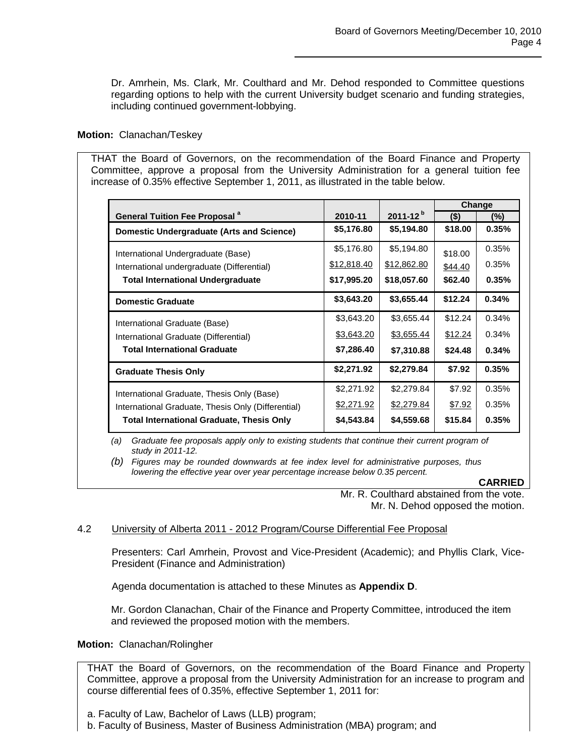Dr. Amrhein, Ms. Clark, Mr. Coulthard and Mr. Dehod responded to Committee questions regarding options to help with the current University budget scenario and funding strategies, including continued government-lobbying.

**Motion:** Clanachan/Teskey

THAT the Board of Governors, on the recommendation of the Board Finance and Property Committee, approve a proposal from the University Administration for a general tuition fee increase of 0.35% effective September 1, 2011, as illustrated in the table below.

| General Tuition Fee Proposal [a] | 2010-11 | 2011-12 [b] | Change ($) | Change (%) |
|---|---|---|---|---|
| **Domestic Undergraduate (Arts and Science)** | **$5,176.80** | **$5,194.80** | **$18.00** | **0.35%** |
| International Undergraduate (Base) | $5,176.80 | $5,194.80 | $18.00 | 0.35% |
| International undergraduate (Differential) | $12,818.40 | $12,862.80 | $44.40 | 0.35% |
| **Total International Undergraduate** | **$17,995.20** | **$18,057.60** | **$62.40** | **0.35%** |
| **Domestic Graduate** | **$3,643.20** | **$3,655.44** | **$12.24** | **0.34%** |
| International Graduate (Base) | $3,643.20 | $3,655.44 | $12.24 | 0.34% |
| International Graduate (Differential) | $3,643.20 | $3,655.44 | $12.24 | 0.34% |
| **Total International Graduate** | **$7,286.40** | **$7,310.88** | **$24.48** | **0.34%** |
| **Graduate Thesis Only** | **$2,271.92** | **$2,279.84** | **$7.92** | **0.35%** |
| International Graduate, Thesis Only (Base) | $2,271.92 | $2,279.84 | $7.92 | 0.35% |
| International Graduate, Thesis Only (Differential) | $2,271.92 | $2,279.84 | $7.92 | 0.35% |
| **Total International Graduate, Thesis Only** | **$4,543.84** | **$4,559.68** | **$15.84** | **0.35%** |

*(a) Graduate fee proposals apply only to existing students that continue their current program of study in 2011-12.*

*(b) Figures may be rounded downwards at fee index level for administrative purposes, thus lowering the effective year over year percentage increase below 0.35 percent.*

**CARRIED**

Mr. R. Coulthard abstained from the vote.
Mr. N. Dehod opposed the motion.

4.2 University of Alberta 2011 - 2012 Program/Course Differential Fee Proposal

Presenters: Carl Amrhein, Provost and Vice-President (Academic); and Phyllis Clark, Vice-President (Finance and Administration)

Agenda documentation is attached to these Minutes as **Appendix D**.

Mr. Gordon Clanachan, Chair of the Finance and Property Committee, introduced the item and reviewed the proposed motion with the members.

**Motion:** Clanachan/Rolingher

THAT the Board of Governors, on the recommendation of the Board Finance and Property Committee, approve a proposal from the University Administration for an increase to program and course differential fees of 0.35%, effective September 1, 2011 for:

a. Faculty of Law, Bachelor of Laws (LLB) program;
b. Faculty of Business, Master of Business Administration (MBA) program; and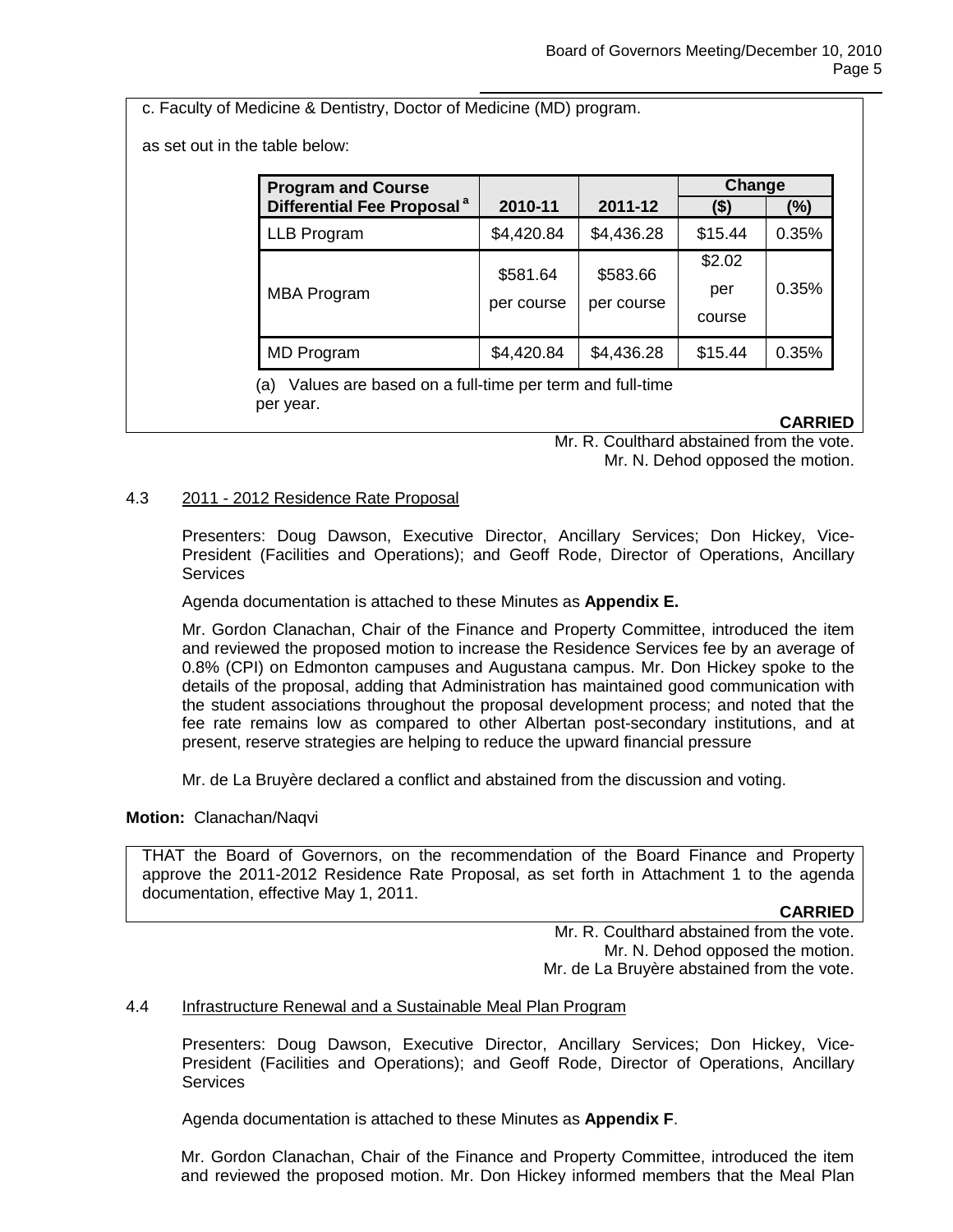c. Faculty of Medicine & Dentistry, Doctor of Medicine (MD) program.

as set out in the table below:

| Program and Course Differential Fee Proposal [a] | 2010-11 | 2011-12 | Change ($) | Change (%) |
|---|---|---|---|---|
| LLB Program | $4,420.84 | $4,436.28 | $15.44 | 0.35% |
| MBA Program | $581.64 per course | $583.66 per course | $2.02 per course | 0.35% |
| MD Program | $4,420.84 | $4,436.28 | $15.44 | 0.35% |

(a) Values are based on a full-time per term and full-time per year.

**CARRIED**

Mr. R. Coulthard abstained from the vote.
Mr. N. Dehod opposed the motion.

4.3 2011 - 2012 Residence Rate Proposal

Presenters: Doug Dawson, Executive Director, Ancillary Services; Don Hickey, Vice-President (Facilities and Operations); and Geoff Rode, Director of Operations, Ancillary Services

Agenda documentation is attached to these Minutes as **Appendix E.**

Mr. Gordon Clanachan, Chair of the Finance and Property Committee, introduced the item and reviewed the proposed motion to increase the Residence Services fee by an average of 0.8% (CPI) on Edmonton campuses and Augustana campus. Mr. Don Hickey spoke to the details of the proposal, adding that Administration has maintained good communication with the student associations throughout the proposal development process; and noted that the fee rate remains low as compared to other Albertan post-secondary institutions, and at present, reserve strategies are helping to reduce the upward financial pressure

Mr. de La Bruyère declared a conflict and abstained from the discussion and voting.

**Motion:** Clanachan/Naqvi

THAT the Board of Governors, on the recommendation of the Board Finance and Property approve the 2011-2012 Residence Rate Proposal, as set forth in Attachment 1 to the agenda documentation, effective May 1, 2011.

**CARRIED**

Mr. R. Coulthard abstained from the vote.
Mr. N. Dehod opposed the motion.
Mr. de La Bruyère abstained from the vote.

4.4 Infrastructure Renewal and a Sustainable Meal Plan Program

Presenters: Doug Dawson, Executive Director, Ancillary Services; Don Hickey, Vice-President (Facilities and Operations); and Geoff Rode, Director of Operations, Ancillary Services

Agenda documentation is attached to these Minutes as **Appendix F**.

Mr. Gordon Clanachan, Chair of the Finance and Property Committee, introduced the item and reviewed the proposed motion. Mr. Don Hickey informed members that the Meal Plan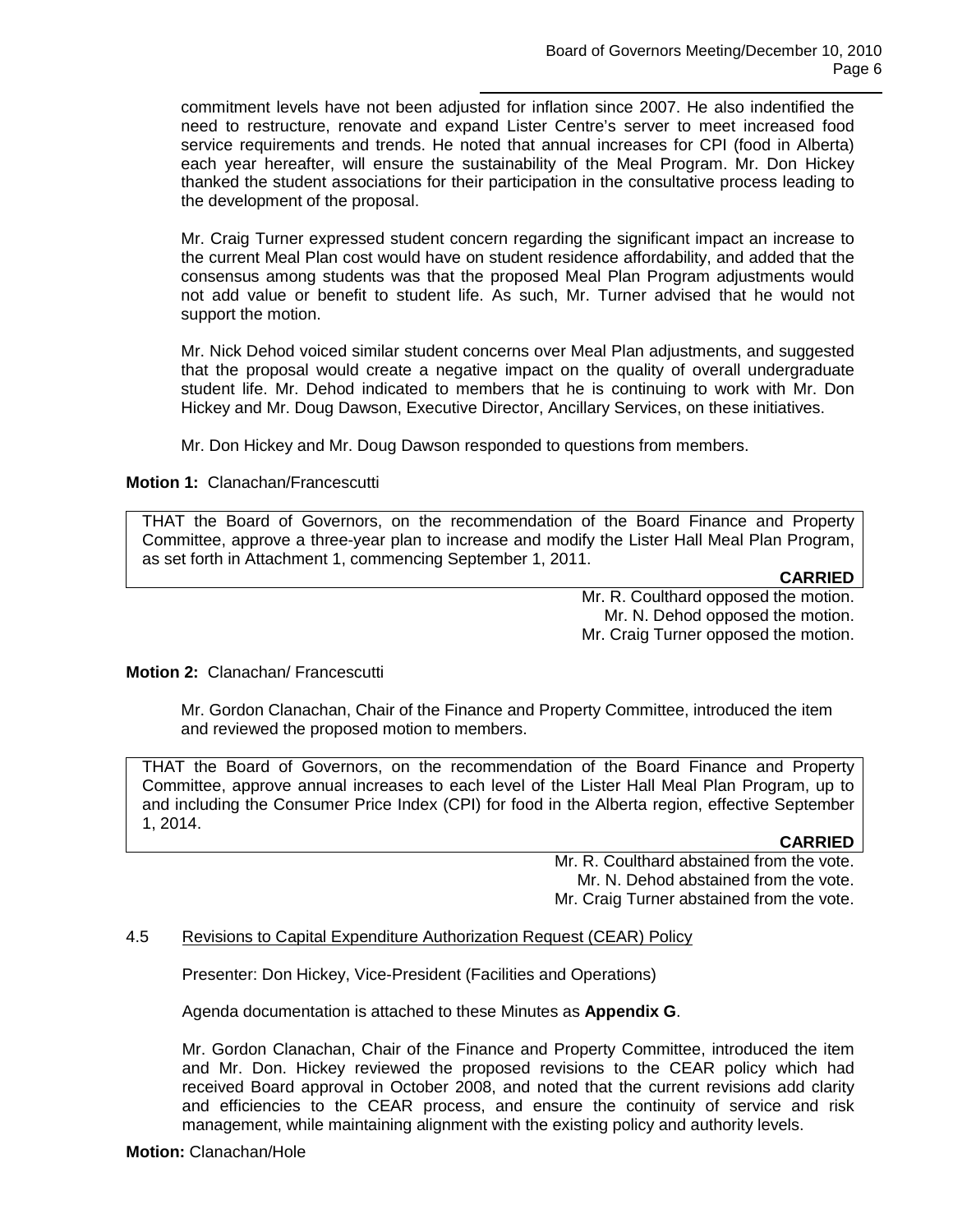commitment levels have not been adjusted for inflation since 2007. He also indentified the need to restructure, renovate and expand Lister Centre's server to meet increased food service requirements and trends. He noted that annual increases for CPI (food in Alberta) each year hereafter, will ensure the sustainability of the Meal Program. Mr. Don Hickey thanked the student associations for their participation in the consultative process leading to the development of the proposal.

Mr. Craig Turner expressed student concern regarding the significant impact an increase to the current Meal Plan cost would have on student residence affordability, and added that the consensus among students was that the proposed Meal Plan Program adjustments would not add value or benefit to student life. As such, Mr. Turner advised that he would not support the motion.

Mr. Nick Dehod voiced similar student concerns over Meal Plan adjustments, and suggested that the proposal would create a negative impact on the quality of overall undergraduate student life. Mr. Dehod indicated to members that he is continuing to work with Mr. Don Hickey and Mr. Doug Dawson, Executive Director, Ancillary Services, on these initiatives.

Mr. Don Hickey and Mr. Doug Dawson responded to questions from members.

**Motion 1:** Clanachan/Francescutti

THAT the Board of Governors, on the recommendation of the Board Finance and Property Committee, approve a three-year plan to increase and modify the Lister Hall Meal Plan Program, as set forth in Attachment 1, commencing September 1, 2011.

**CARRIED**

Mr. R. Coulthard opposed the motion.
Mr. N. Dehod opposed the motion.
Mr. Craig Turner opposed the motion.

**Motion 2:** Clanachan/ Francescutti

Mr. Gordon Clanachan, Chair of the Finance and Property Committee, introduced the item and reviewed the proposed motion to members.

THAT the Board of Governors, on the recommendation of the Board Finance and Property Committee, approve annual increases to each level of the Lister Hall Meal Plan Program, up to and including the Consumer Price Index (CPI) for food in the Alberta region, effective September 1, 2014.

**CARRIED**

Mr. R. Coulthard abstained from the vote.
Mr. N. Dehod abstained from the vote.
Mr. Craig Turner abstained from the vote.

4.5 Revisions to Capital Expenditure Authorization Request (CEAR) Policy

Presenter: Don Hickey, Vice-President (Facilities and Operations)

Agenda documentation is attached to these Minutes as **Appendix G**.

Mr. Gordon Clanachan, Chair of the Finance and Property Committee, introduced the item and Mr. Don. Hickey reviewed the proposed revisions to the CEAR policy which had received Board approval in October 2008, and noted that the current revisions add clarity and efficiencies to the CEAR process, and ensure the continuity of service and risk management, while maintaining alignment with the existing policy and authority levels.

**Motion:** Clanachan/Hole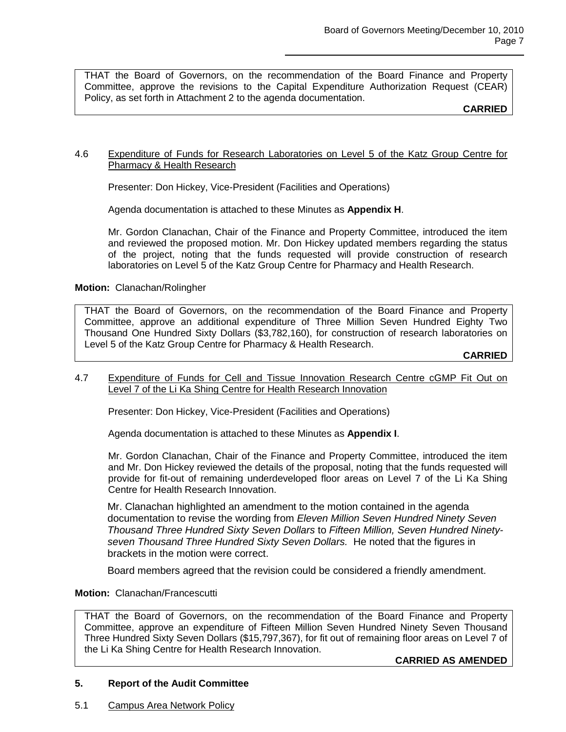THAT the Board of Governors, on the recommendation of the Board Finance and Property Committee, approve the revisions to the Capital Expenditure Authorization Request (CEAR) Policy, as set forth in Attachment 2 to the agenda documentation.

**CARRIED**

4.6 Expenditure of Funds for Research Laboratories on Level 5 of the Katz Group Centre for Pharmacy & Health Research

Presenter: Don Hickey, Vice-President (Facilities and Operations)

Agenda documentation is attached to these Minutes as **Appendix H**.

Mr. Gordon Clanachan, Chair of the Finance and Property Committee, introduced the item and reviewed the proposed motion. Mr. Don Hickey updated members regarding the status of the project, noting that the funds requested will provide construction of research laboratories on Level 5 of the Katz Group Centre for Pharmacy and Health Research.

**Motion:** Clanachan/Rolingher

THAT the Board of Governors, on the recommendation of the Board Finance and Property Committee, approve an additional expenditure of Three Million Seven Hundred Eighty Two Thousand One Hundred Sixty Dollars ($3,782,160), for construction of research laboratories on Level 5 of the Katz Group Centre for Pharmacy & Health Research.

**CARRIED**

4.7 Expenditure of Funds for Cell and Tissue Innovation Research Centre cGMP Fit Out on Level 7 of the Li Ka Shing Centre for Health Research Innovation

Presenter: Don Hickey, Vice-President (Facilities and Operations)

Agenda documentation is attached to these Minutes as **Appendix I**.

Mr. Gordon Clanachan, Chair of the Finance and Property Committee, introduced the item and Mr. Don Hickey reviewed the details of the proposal, noting that the funds requested will provide for fit-out of remaining underdeveloped floor areas on Level 7 of the Li Ka Shing Centre for Health Research Innovation.

Mr. Clanachan highlighted an amendment to the motion contained in the agenda documentation to revise the wording from *Eleven Million Seven Hundred Ninety Seven Thousand Three Hundred Sixty Seven Dollars* to *Fifteen Million, Seven Hundred Ninety-seven Thousand Three Hundred Sixty Seven Dollars.* He noted that the figures in brackets in the motion were correct.

Board members agreed that the revision could be considered a friendly amendment.

**Motion:** Clanachan/Francescutti

THAT the Board of Governors, on the recommendation of the Board Finance and Property Committee, approve an expenditure of Fifteen Million Seven Hundred Ninety Seven Thousand Three Hundred Sixty Seven Dollars ($15,797,367), for fit out of remaining floor areas on Level 7 of the Li Ka Shing Centre for Health Research Innovation.

**CARRIED AS AMENDED**

**5. Report of the Audit Committee**

5.1 Campus Area Network Policy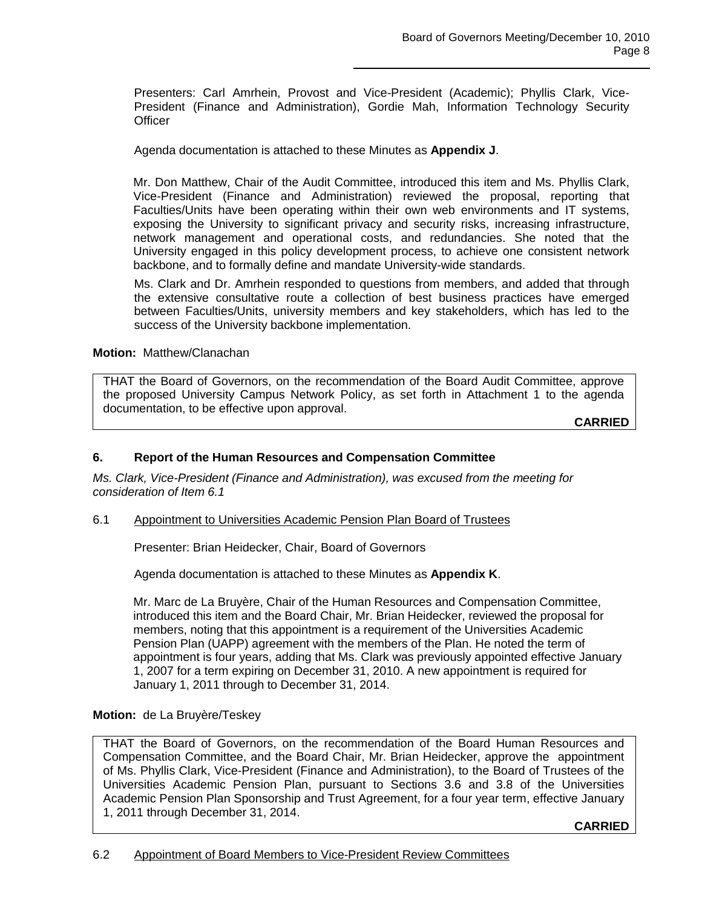Presenters: Carl Amrhein, Provost and Vice-President (Academic); Phyllis Clark, Vice-President (Finance and Administration), Gordie Mah, Information Technology Security Officer

Agenda documentation is attached to these Minutes as **Appendix J**.

Mr. Don Matthew, Chair of the Audit Committee, introduced this item and Ms. Phyllis Clark, Vice-President (Finance and Administration) reviewed the proposal, reporting that Faculties/Units have been operating within their own web environments and IT systems, exposing the University to significant privacy and security risks, increasing infrastructure, network management and operational costs, and redundancies. She noted that the University engaged in this policy development process, to achieve one consistent network backbone, and to formally define and mandate University-wide standards.

Ms. Clark and Dr. Amrhein responded to questions from members, and added that through the extensive consultative route a collection of best business practices have emerged between Faculties/Units, university members and key stakeholders, which has led to the success of the University backbone implementation.

**Motion:** Matthew/Clanachan

THAT the Board of Governors, on the recommendation of the Board Audit Committee, approve the proposed University Campus Network Policy, as set forth in Attachment 1 to the agenda documentation, to be effective upon approval.

**CARRIED**

## 6. Report of the Human Resources and Compensation Committee

*Ms. Clark, Vice-President (Finance and Administration), was excused from the meeting for consideration of Item 6.1*

### 6.1 Appointment to Universities Academic Pension Plan Board of Trustees

Presenter: Brian Heidecker, Chair, Board of Governors

Agenda documentation is attached to these Minutes as **Appendix K**.

Mr. Marc de La Bruyère, Chair of the Human Resources and Compensation Committee, introduced this item and the Board Chair, Mr. Brian Heidecker, reviewed the proposal for members, noting that this appointment is a requirement of the Universities Academic Pension Plan (UAPP) agreement with the members of the Plan. He noted the term of appointment is four years, adding that Ms. Clark was previously appointed effective January 1, 2007 for a term expiring on December 31, 2010. A new appointment is required for January 1, 2011 through to December 31, 2014.

**Motion:** de La Bruyère/Teskey

THAT the Board of Governors, on the recommendation of the Board Human Resources and Compensation Committee, and the Board Chair, Mr. Brian Heidecker, approve the appointment of Ms. Phyllis Clark, Vice-President (Finance and Administration), to the Board of Trustees of the Universities Academic Pension Plan, pursuant to Sections 3.6 and 3.8 of the Universities Academic Pension Plan Sponsorship and Trust Agreement, for a four year term, effective January 1, 2011 through December 31, 2014.

**CARRIED**

### 6.2 Appointment of Board Members to Vice-President Review Committees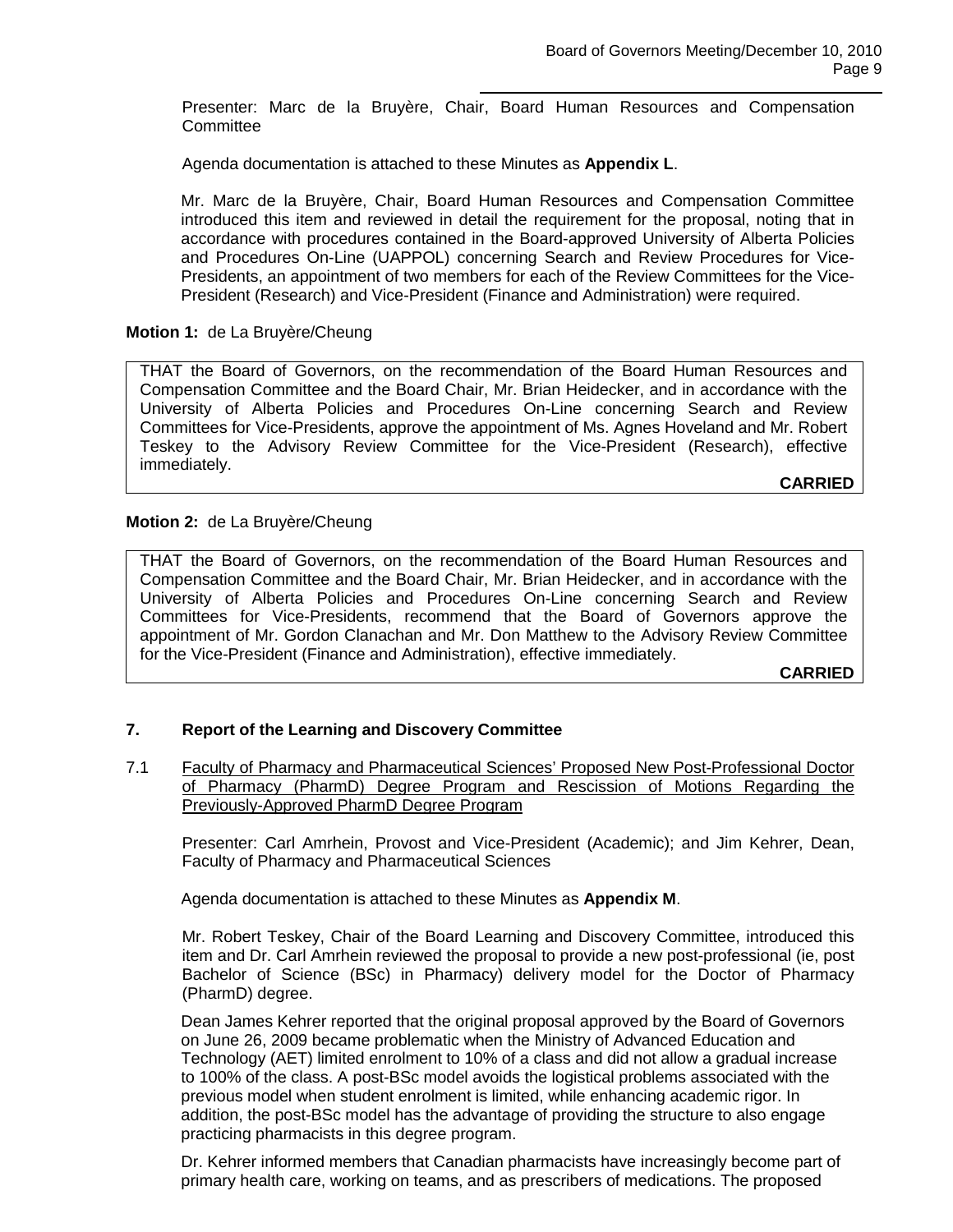Presenter: Marc de la Bruyère, Chair, Board Human Resources and Compensation Committee

Agenda documentation is attached to these Minutes as **Appendix L**.

Mr. Marc de la Bruyère, Chair, Board Human Resources and Compensation Committee introduced this item and reviewed in detail the requirement for the proposal, noting that in accordance with procedures contained in the Board-approved University of Alberta Policies and Procedures On-Line (UAPPOL) concerning Search and Review Procedures for Vice-Presidents, an appointment of two members for each of the Review Committees for the Vice-President (Research) and Vice-President (Finance and Administration) were required.

**Motion 1:** de La Bruyère/Cheung

THAT the Board of Governors, on the recommendation of the Board Human Resources and Compensation Committee and the Board Chair, Mr. Brian Heidecker, and in accordance with the University of Alberta Policies and Procedures On-Line concerning Search and Review Committees for Vice-Presidents, approve the appointment of Ms. Agnes Hoveland and Mr. Robert Teskey to the Advisory Review Committee for the Vice-President (Research), effective immediately.

**CARRIED**

**Motion 2:** de La Bruyère/Cheung

THAT the Board of Governors, on the recommendation of the Board Human Resources and Compensation Committee and the Board Chair, Mr. Brian Heidecker, and in accordance with the University of Alberta Policies and Procedures On-Line concerning Search and Review Committees for Vice-Presidents, recommend that the Board of Governors approve the appointment of Mr. Gordon Clanachan and Mr. Don Matthew to the Advisory Review Committee for the Vice-President (Finance and Administration), effective immediately.

**CARRIED**

## 7. Report of the Learning and Discovery Committee

7.1 Faculty of Pharmacy and Pharmaceutical Sciences' Proposed New Post-Professional Doctor of Pharmacy (PharmD) Degree Program and Rescission of Motions Regarding the Previously-Approved PharmD Degree Program

Presenter: Carl Amrhein, Provost and Vice-President (Academic); and Jim Kehrer, Dean, Faculty of Pharmacy and Pharmaceutical Sciences

Agenda documentation is attached to these Minutes as **Appendix M**.

Mr. Robert Teskey, Chair of the Board Learning and Discovery Committee, introduced this item and Dr. Carl Amrhein reviewed the proposal to provide a new post-professional (ie, post Bachelor of Science (BSc) in Pharmacy) delivery model for the Doctor of Pharmacy (PharmD) degree.

Dean James Kehrer reported that the original proposal approved by the Board of Governors on June 26, 2009 became problematic when the Ministry of Advanced Education and Technology (AET) limited enrolment to 10% of a class and did not allow a gradual increase to 100% of the class. A post-BSc model avoids the logistical problems associated with the previous model when student enrolment is limited, while enhancing academic rigor. In addition, the post-BSc model has the advantage of providing the structure to also engage practicing pharmacists in this degree program.

Dr. Kehrer informed members that Canadian pharmacists have increasingly become part of primary health care, working on teams, and as prescribers of medications. The proposed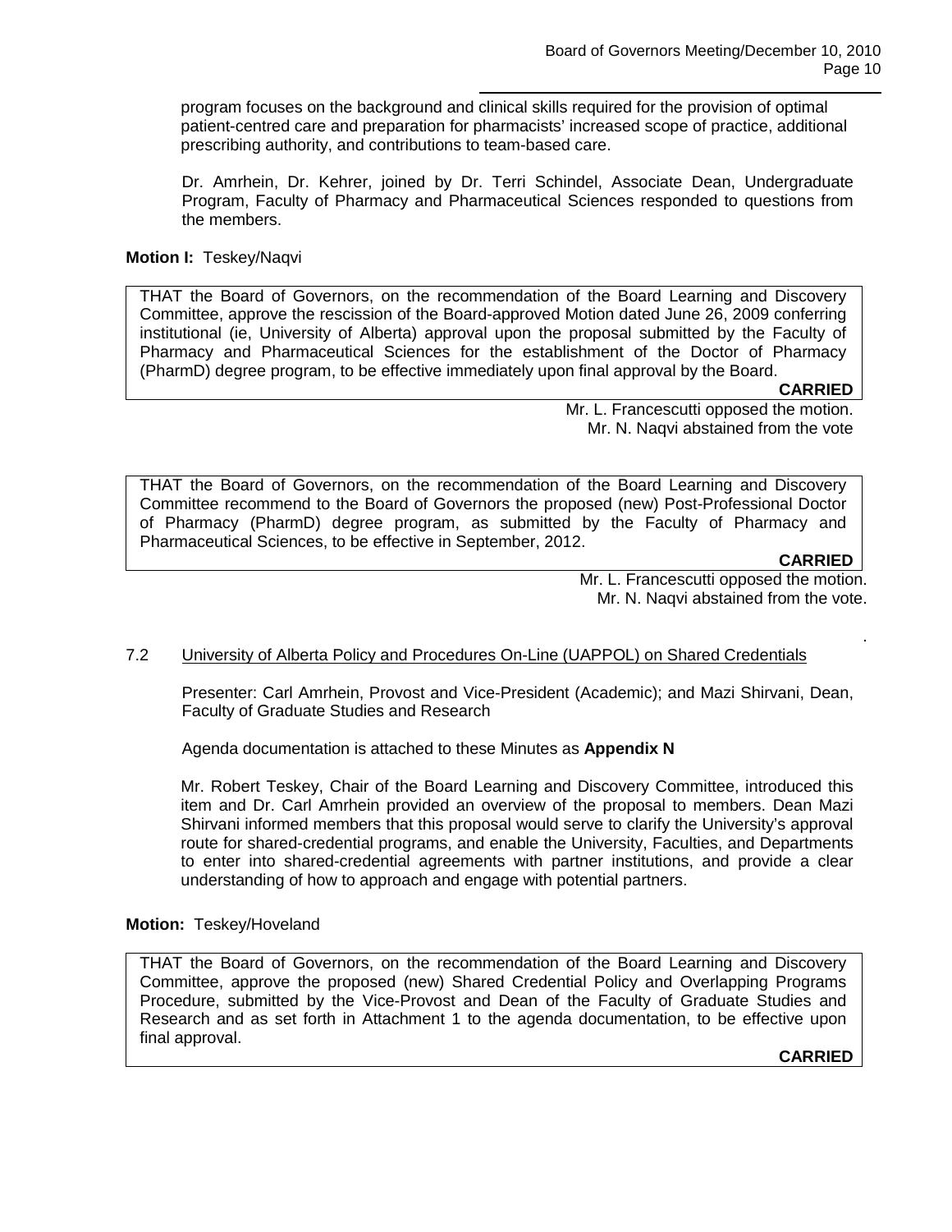program focuses on the background and clinical skills required for the provision of optimal patient-centred care and preparation for pharmacists' increased scope of practice, additional prescribing authority, and contributions to team-based care.

Dr. Amrhein, Dr. Kehrer, joined by Dr. Terri Schindel, Associate Dean, Undergraduate Program, Faculty of Pharmacy and Pharmaceutical Sciences responded to questions from the members.

**Motion I:** Teskey/Naqvi

THAT the Board of Governors, on the recommendation of the Board Learning and Discovery Committee, approve the rescission of the Board-approved Motion dated June 26, 2009 conferring institutional (ie, University of Alberta) approval upon the proposal submitted by the Faculty of Pharmacy and Pharmaceutical Sciences for the establishment of the Doctor of Pharmacy (PharmD) degree program, to be effective immediately upon final approval by the Board.

**CARRIED**

Mr. L. Francescutti opposed the motion.
Mr. N. Naqvi abstained from the vote

THAT the Board of Governors, on the recommendation of the Board Learning and Discovery Committee recommend to the Board of Governors the proposed (new) Post-Professional Doctor of Pharmacy (PharmD) degree program, as submitted by the Faculty of Pharmacy and Pharmaceutical Sciences, to be effective in September, 2012.

**CARRIED**

Mr. L. Francescutti opposed the motion.
Mr. N. Naqvi abstained from the vote.

7.2 University of Alberta Policy and Procedures On-Line (UAPPOL) on Shared Credentials

Presenter: Carl Amrhein, Provost and Vice-President (Academic); and Mazi Shirvani, Dean, Faculty of Graduate Studies and Research

Agenda documentation is attached to these Minutes as **Appendix N**

Mr. Robert Teskey, Chair of the Board Learning and Discovery Committee, introduced this item and Dr. Carl Amrhein provided an overview of the proposal to members. Dean Mazi Shirvani informed members that this proposal would serve to clarify the University's approval route for shared-credential programs, and enable the University, Faculties, and Departments to enter into shared-credential agreements with partner institutions, and provide a clear understanding of how to approach and engage with potential partners.

**Motion:** Teskey/Hoveland

THAT the Board of Governors, on the recommendation of the Board Learning and Discovery Committee, approve the proposed (new) Shared Credential Policy and Overlapping Programs Procedure, submitted by the Vice-Provost and Dean of the Faculty of Graduate Studies and Research and as set forth in Attachment 1 to the agenda documentation, to be effective upon final approval.

**CARRIED**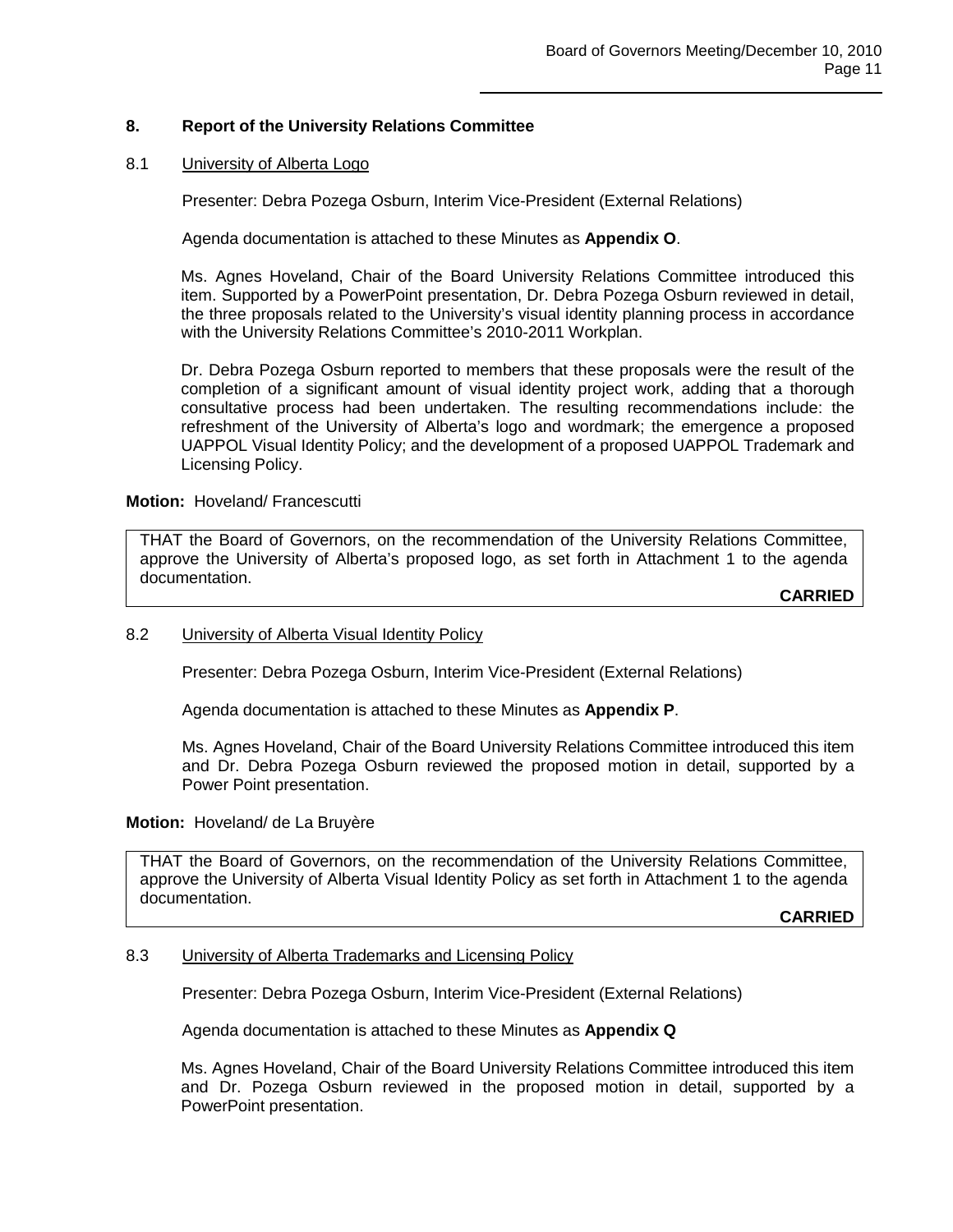## 8. Report of the University Relations Committee

### 8.1 University of Alberta Logo

Presenter: Debra Pozega Osburn, Interim Vice-President (External Relations)

Agenda documentation is attached to these Minutes as **Appendix O**.

Ms. Agnes Hoveland, Chair of the Board University Relations Committee introduced this item. Supported by a PowerPoint presentation, Dr. Debra Pozega Osburn reviewed in detail, the three proposals related to the University's visual identity planning process in accordance with the University Relations Committee's 2010-2011 Workplan.

Dr. Debra Pozega Osburn reported to members that these proposals were the result of the completion of a significant amount of visual identity project work, adding that a thorough consultative process had been undertaken. The resulting recommendations include: the refreshment of the University of Alberta's logo and wordmark; the emergence a proposed UAPPOL Visual Identity Policy; and the development of a proposed UAPPOL Trademark and Licensing Policy.

**Motion:** Hoveland/ Francescutti

> THAT the Board of Governors, on the recommendation of the University Relations Committee, approve the University of Alberta's proposed logo, as set forth in Attachment 1 to the agenda documentation.
>
> **CARRIED**

### 8.2 University of Alberta Visual Identity Policy

Presenter: Debra Pozega Osburn, Interim Vice-President (External Relations)

Agenda documentation is attached to these Minutes as **Appendix P**.

Ms. Agnes Hoveland, Chair of the Board University Relations Committee introduced this item and Dr. Debra Pozega Osburn reviewed the proposed motion in detail, supported by a Power Point presentation.

**Motion:** Hoveland/ de La Bruyère

> THAT the Board of Governors, on the recommendation of the University Relations Committee, approve the University of Alberta Visual Identity Policy as set forth in Attachment 1 to the agenda documentation.
>
> **CARRIED**

### 8.3 University of Alberta Trademarks and Licensing Policy

Presenter: Debra Pozega Osburn, Interim Vice-President (External Relations)

Agenda documentation is attached to these Minutes as **Appendix Q**

Ms. Agnes Hoveland, Chair of the Board University Relations Committee introduced this item and Dr. Pozega Osburn reviewed in the proposed motion in detail, supported by a PowerPoint presentation.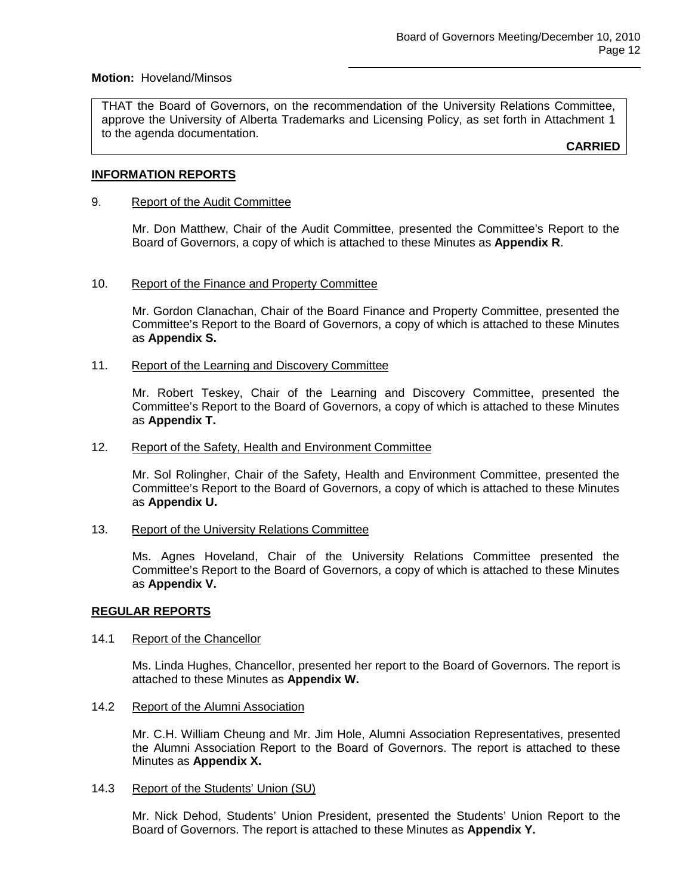**Motion:** Hoveland/Minsos

THAT the Board of Governors, on the recommendation of the University Relations Committee, approve the University of Alberta Trademarks and Licensing Policy, as set forth in Attachment 1 to the agenda documentation.

**CARRIED**

## INFORMATION REPORTS

9. Report of the Audit Committee

Mr. Don Matthew, Chair of the Audit Committee, presented the Committee's Report to the Board of Governors, a copy of which is attached to these Minutes as **Appendix R**.

10. Report of the Finance and Property Committee

Mr. Gordon Clanachan, Chair of the Board Finance and Property Committee, presented the Committee's Report to the Board of Governors, a copy of which is attached to these Minutes as **Appendix S.**

11. Report of the Learning and Discovery Committee

Mr. Robert Teskey, Chair of the Learning and Discovery Committee, presented the Committee's Report to the Board of Governors, a copy of which is attached to these Minutes as **Appendix T.**

12. Report of the Safety, Health and Environment Committee

Mr. Sol Rolingher, Chair of the Safety, Health and Environment Committee, presented the Committee's Report to the Board of Governors, a copy of which is attached to these Minutes as **Appendix U.**

13. Report of the University Relations Committee

Ms. Agnes Hoveland, Chair of the University Relations Committee presented the Committee's Report to the Board of Governors, a copy of which is attached to these Minutes as **Appendix V.**

## REGULAR REPORTS

14.1 Report of the Chancellor

Ms. Linda Hughes, Chancellor, presented her report to the Board of Governors. The report is attached to these Minutes as **Appendix W.**

14.2 Report of the Alumni Association

Mr. C.H. William Cheung and Mr. Jim Hole, Alumni Association Representatives, presented the Alumni Association Report to the Board of Governors. The report is attached to these Minutes as **Appendix X.**

14.3 Report of the Students' Union (SU)

Mr. Nick Dehod, Students' Union President, presented the Students' Union Report to the Board of Governors. The report is attached to these Minutes as **Appendix Y.**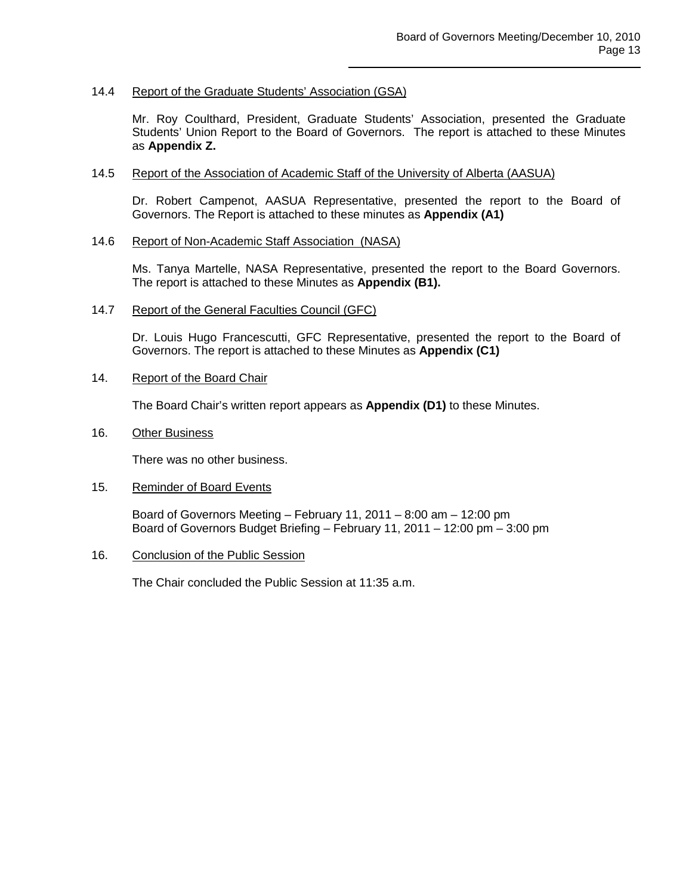14.4 <u>Report of the Graduate Students' Association (GSA)</u>

Mr. Roy Coulthard, President, Graduate Students' Association, presented the Graduate Students' Union Report to the Board of Governors. The report is attached to these Minutes as **Appendix Z.**

14.5 <u>Report of the Association of Academic Staff of the University of Alberta (AASUA)</u>

Dr. Robert Campenot, AASUA Representative, presented the report to the Board of Governors. The Report is attached to these minutes as **Appendix (A1)**

14.6 <u>Report of Non-Academic Staff Association (NASA)</u>

Ms. Tanya Martelle, NASA Representative, presented the report to the Board Governors. The report is attached to these Minutes as **Appendix (B1).**

14.7 <u>Report of the General Faculties Council (GFC)</u>

Dr. Louis Hugo Francescutti, GFC Representative, presented the report to the Board of Governors. The report is attached to these Minutes as **Appendix (C1)**

14. <u>Report of the Board Chair</u>

The Board Chair's written report appears as **Appendix (D1)** to these Minutes.

16. <u>Other Business</u>

There was no other business.

15. <u>Reminder of Board Events</u>

Board of Governors Meeting – February 11, 2011 – 8:00 am – 12:00 pm
Board of Governors Budget Briefing – February 11, 2011 – 12:00 pm – 3:00 pm

16. <u>Conclusion of the Public Session</u>

The Chair concluded the Public Session at 11:35 a.m.